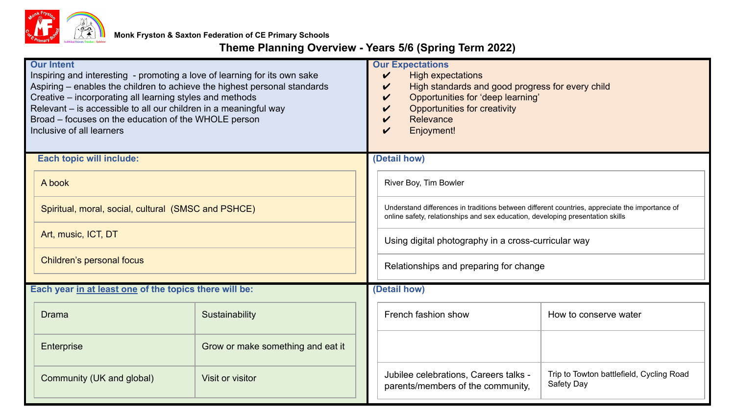Monk Fryston & Saxton Federation of CE Primary Schools

# Theme Planning Overview - Years 5/6 (Spring Term 2022)

## Our Intent

Inspiring and interesting - promoting a love of learning for its own sake
Aspiring – enables the children to achieve the highest personal standards
Creative – incorporating all learning styles and methods
Relevant – is accessible to all our children in a meaningful way
Broad – focuses on the education of the WHOLE person
Inclusive of all learners

## Our Expectations

- ✔ High expectations
- ✔ High standards and good progress for every child
- ✔ Opportunities for 'deep learning'
- ✔ Opportunities for creativity
- ✔ Relevance
- ✔ Enjoyment!

| Each topic will include: | (Detail how) |
|---|---|
| A book | River Boy, Tim Bowler |
| Spiritual, moral, social, cultural (SMSC and PSHCE) | Understand differences in traditions between different countries, appreciate the importance of online safety, relationships and sex education, developing presentation skills |
| Art, music, ICT, DT | Using digital photography in a cross-curricular way |
| Children's personal focus | Relationships and preparing for change |

| Each year in at least one of the topics there will be: | | (Detail how) | |
|---|---|---|---|
| Drama | Sustainability | French fashion show | How to conserve water |
| Enterprise | Grow or make something and eat it | | |
| Community (UK and global) | Visit or visitor | Jubilee celebrations, Careers talks - parents/members of the community, | Trip to Towton battlefield, Cycling Road Safety Day |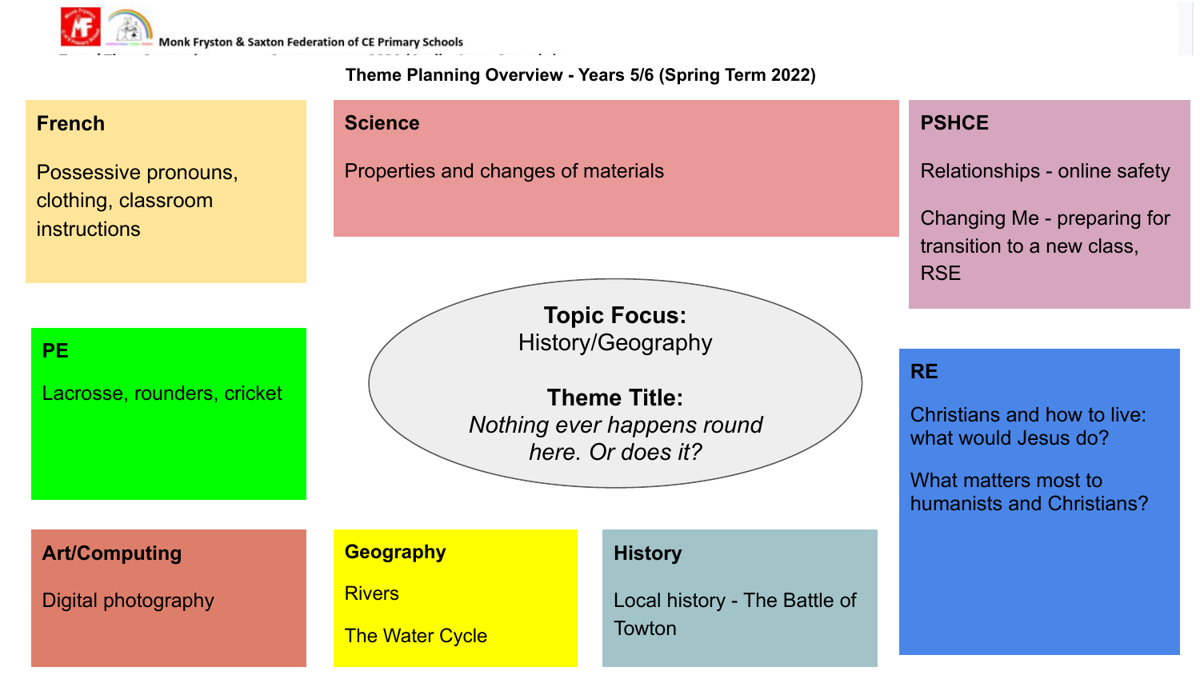Monk Fryston & Saxton Federation of CE Primary Schools

# Theme Planning Overview - Years 5/6 (Spring Term 2022)

**Topic Focus:**
History/Geography

**Theme Title:**
*Nothing ever happens round here. Or does it?*

## French

Possessive pronouns, clothing, classroom instructions

## Science

Properties and changes of materials

## PSHCE

Relationships - online safety

Changing Me - preparing for transition to a new class, RSE

## PE

Lacrosse, rounders, cricket

## RE

Christians and how to live: what would Jesus do?

What matters most to humanists and Christians?

## Art/Computing

Digital photography

## Geography

Rivers

The Water Cycle

## History

Local history - The Battle of Towton